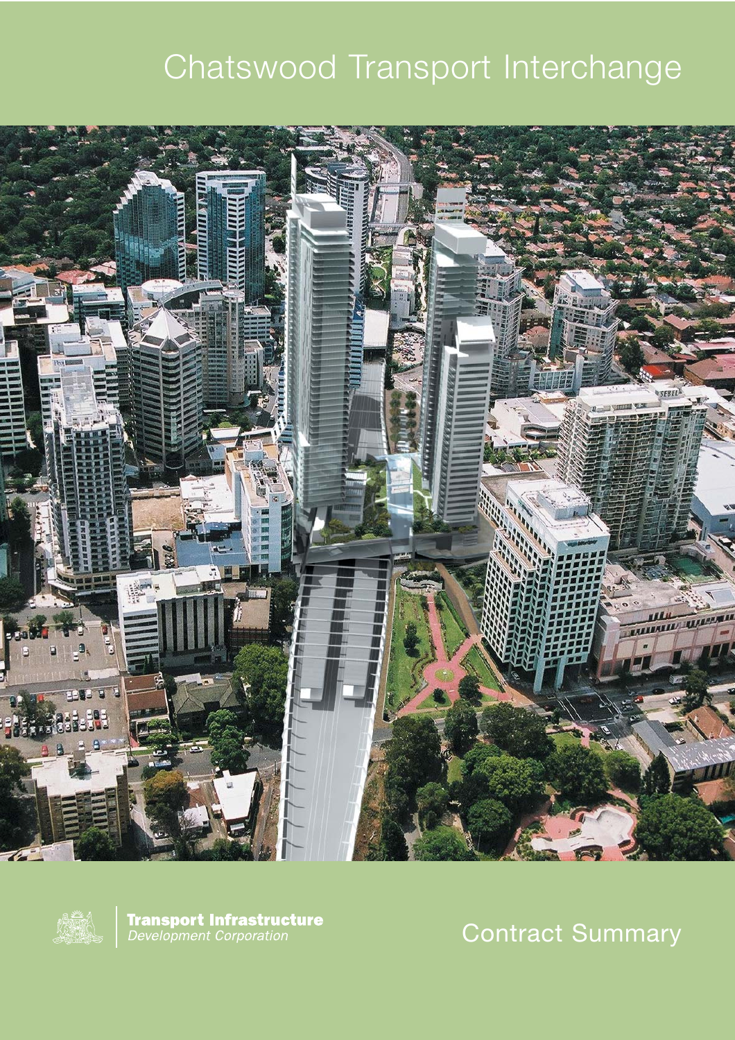# Chatswood Transport Interchange

**Transport Infrastructure**
*Development Corporation*

## Contract Summary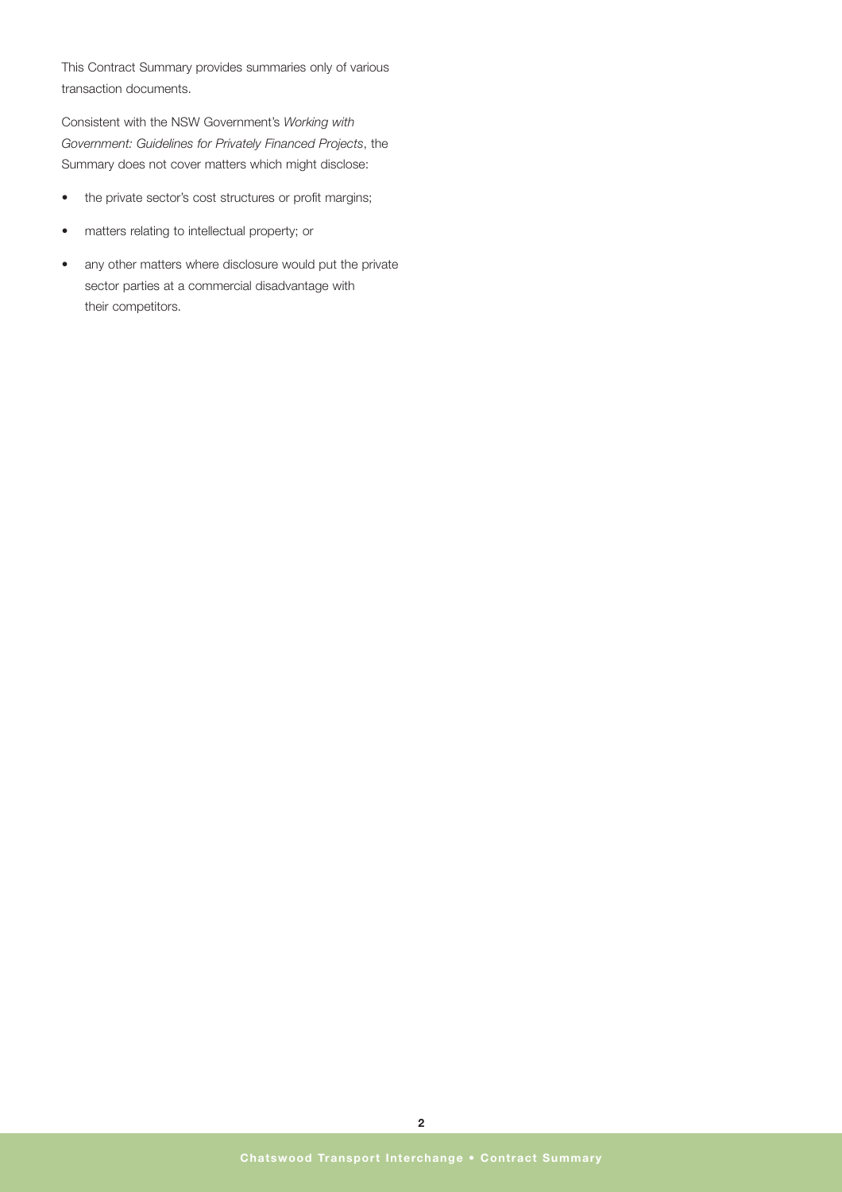This Contract Summary provides summaries only of various transaction documents.

Consistent with the NSW Government's *Working with Government: Guidelines for Privately Financed Projects*, the Summary does not cover matters which might disclose:

- the private sector's cost structures or profit margins;
- matters relating to intellectual property; or
- any other matters where disclosure would put the private sector parties at a commercial disadvantage with their competitors.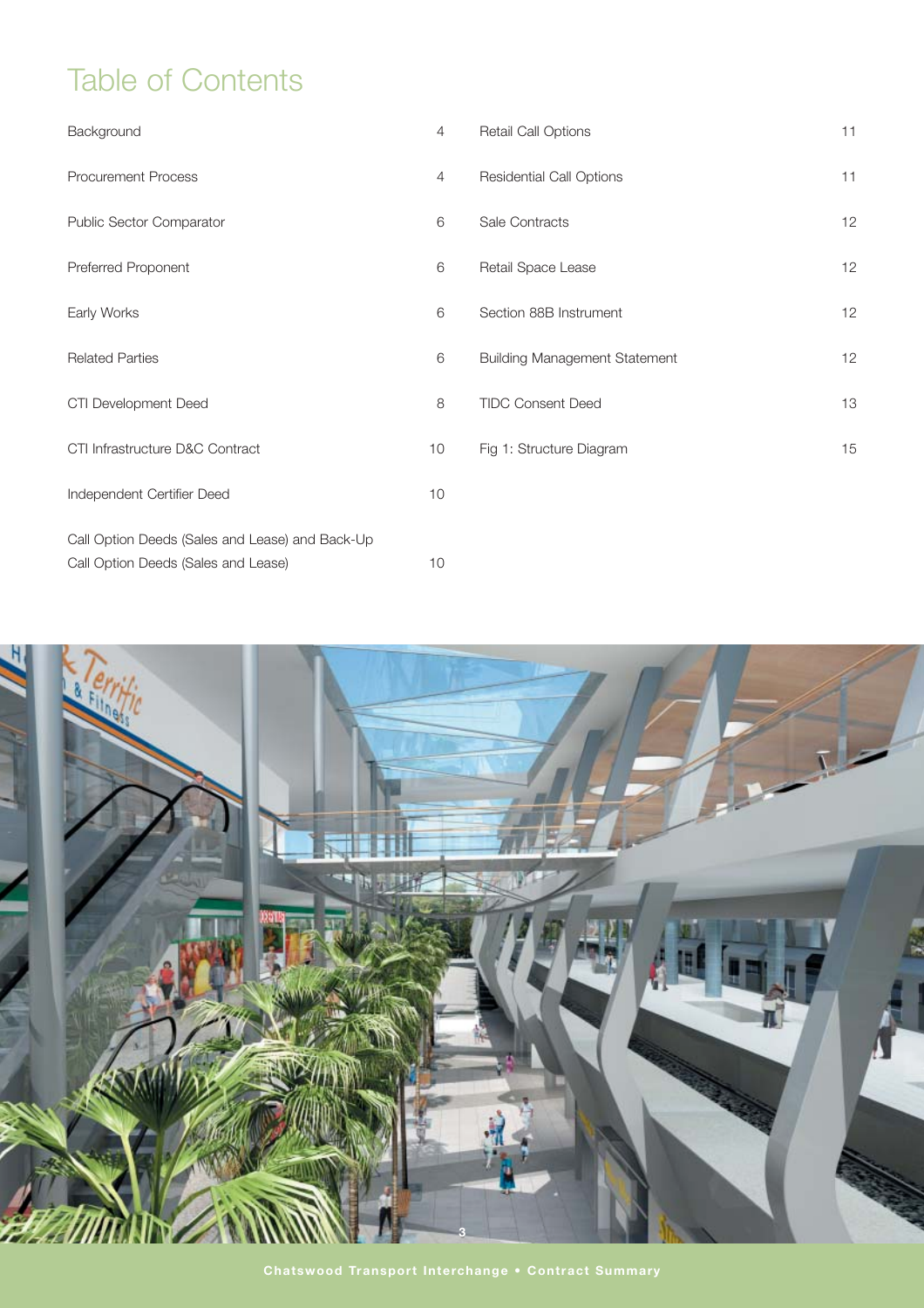# Table of Contents

| | |
|---|---|
| Background | 4 |
| Procurement Process | 4 |
| Public Sector Comparator | 6 |
| Preferred Proponent | 6 |
| Early Works | 6 |
| Related Parties | 6 |
| CTI Development Deed | 8 |
| CTI Infrastructure D&C Contract | 10 |
| Independent Certifier Deed | 10 |
| Call Option Deeds (Sales and Lease) and Back-Up Call Option Deeds (Sales and Lease) | 10 |
| Retail Call Options | 11 |
| Residential Call Options | 11 |
| Sale Contracts | 12 |
| Retail Space Lease | 12 |
| Section 88B Instrument | 12 |
| Building Management Statement | 12 |
| TIDC Consent Deed | 13 |
| Fig 1: Structure Diagram | 15 |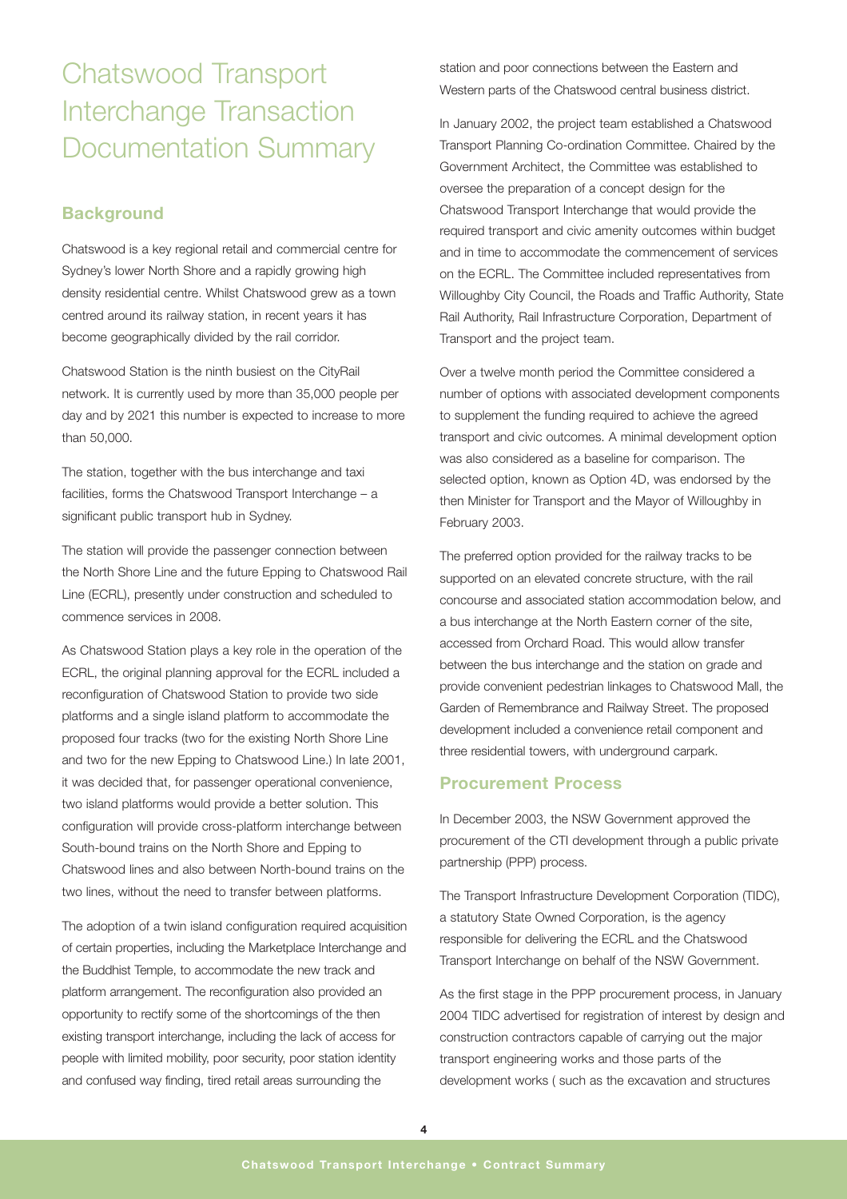# Chatswood Transport Interchange Transaction Documentation Summary

## Background

Chatswood is a key regional retail and commercial centre for Sydney's lower North Shore and a rapidly growing high density residential centre. Whilst Chatswood grew as a town centred around its railway station, in recent years it has become geographically divided by the rail corridor.

Chatswood Station is the ninth busiest on the CityRail network. It is currently used by more than 35,000 people per day and by 2021 this number is expected to increase to more than 50,000.

The station, together with the bus interchange and taxi facilities, forms the Chatswood Transport Interchange – a significant public transport hub in Sydney.

The station will provide the passenger connection between the North Shore Line and the future Epping to Chatswood Rail Line (ECRL), presently under construction and scheduled to commence services in 2008.

As Chatswood Station plays a key role in the operation of the ECRL, the original planning approval for the ECRL included a reconfiguration of Chatswood Station to provide two side platforms and a single island platform to accommodate the proposed four tracks (two for the existing North Shore Line and two for the new Epping to Chatswood Line.) In late 2001, it was decided that, for passenger operational convenience, two island platforms would provide a better solution. This configuration will provide cross-platform interchange between South-bound trains on the North Shore and Epping to Chatswood lines and also between North-bound trains on the two lines, without the need to transfer between platforms.

The adoption of a twin island configuration required acquisition of certain properties, including the Marketplace Interchange and the Buddhist Temple, to accommodate the new track and platform arrangement. The reconfiguration also provided an opportunity to rectify some of the shortcomings of the then existing transport interchange, including the lack of access for people with limited mobility, poor security, poor station identity and confused way finding, tired retail areas surrounding the station and poor connections between the Eastern and Western parts of the Chatswood central business district.

In January 2002, the project team established a Chatswood Transport Planning Co-ordination Committee. Chaired by the Government Architect, the Committee was established to oversee the preparation of a concept design for the Chatswood Transport Interchange that would provide the required transport and civic amenity outcomes within budget and in time to accommodate the commencement of services on the ECRL. The Committee included representatives from Willoughby City Council, the Roads and Traffic Authority, State Rail Authority, Rail Infrastructure Corporation, Department of Transport and the project team.

Over a twelve month period the Committee considered a number of options with associated development components to supplement the funding required to achieve the agreed transport and civic outcomes. A minimal development option was also considered as a baseline for comparison. The selected option, known as Option 4D, was endorsed by the then Minister for Transport and the Mayor of Willoughby in February 2003.

The preferred option provided for the railway tracks to be supported on an elevated concrete structure, with the rail concourse and associated station accommodation below, and a bus interchange at the North Eastern corner of the site, accessed from Orchard Road. This would allow transfer between the bus interchange and the station on grade and provide convenient pedestrian linkages to Chatswood Mall, the Garden of Remembrance and Railway Street. The proposed development included a convenience retail component and three residential towers, with underground carpark.

## Procurement Process

In December 2003, the NSW Government approved the procurement of the CTI development through a public private partnership (PPP) process.

The Transport Infrastructure Development Corporation (TIDC), a statutory State Owned Corporation, is the agency responsible for delivering the ECRL and the Chatswood Transport Interchange on behalf of the NSW Government.

As the first stage in the PPP procurement process, in January 2004 TIDC advertised for registration of interest by design and construction contractors capable of carrying out the major transport engineering works and those parts of the development works ( such as the excavation and structures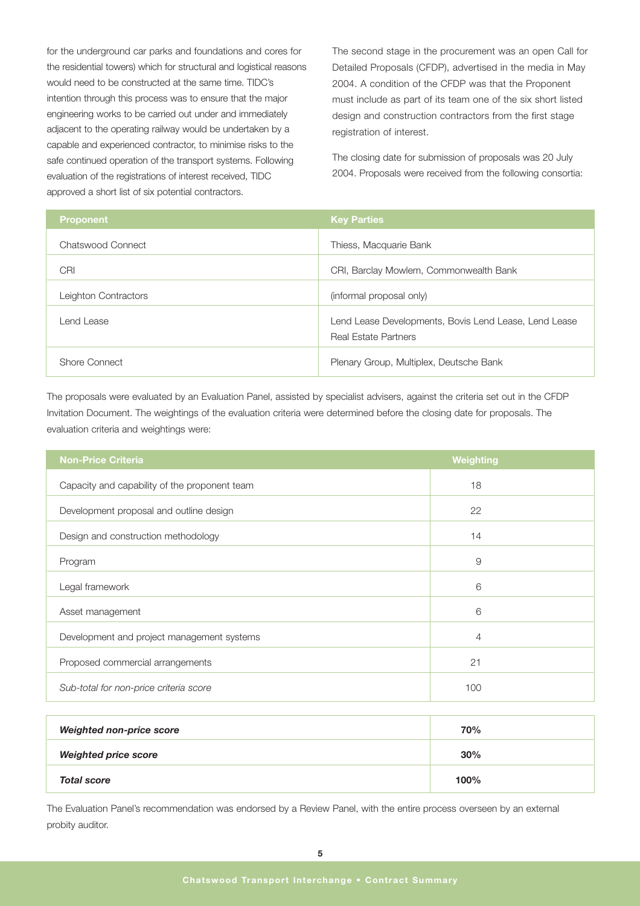for the underground car parks and foundations and cores for the residential towers) which for structural and logistical reasons would need to be constructed at the same time. TIDC's intention through this process was to ensure that the major engineering works to be carried out under and immediately adjacent to the operating railway would be undertaken by a capable and experienced contractor, to minimise risks to the safe continued operation of the transport systems. Following evaluation of the registrations of interest received, TIDC approved a short list of six potential contractors.

The second stage in the procurement was an open Call for Detailed Proposals (CFDP), advertised in the media in May 2004. A condition of the CFDP was that the Proponent must include as part of its team one of the six short listed design and construction contractors from the first stage registration of interest.

The closing date for submission of proposals was 20 July 2004. Proposals were received from the following consortia:

| Proponent | Key Parties |
| --- | --- |
| Chatswood Connect | Thiess, Macquarie Bank |
| CRI | CRI, Barclay Mowlem, Commonwealth Bank |
| Leighton Contractors | (informal proposal only) |
| Lend Lease | Lend Lease Developments, Bovis Lend Lease, Lend Lease Real Estate Partners |
| Shore Connect | Plenary Group, Multiplex, Deutsche Bank |

The proposals were evaluated by an Evaluation Panel, assisted by specialist advisers, against the criteria set out in the CFDP Invitation Document. The weightings of the evaluation criteria were determined before the closing date for proposals. The evaluation criteria and weightings were:

| Non-Price Criteria | Weighting |
| --- | --- |
| Capacity and capability of the proponent team | 18 |
| Development proposal and outline design | 22 |
| Design and construction methodology | 14 |
| Program | 9 |
| Legal framework | 6 |
| Asset management | 6 |
| Development and project management systems | 4 |
| Proposed commercial arrangements | 21 |
| *Sub-total for non-price criteria score* | 100 |

| | |
| --- | --- |
| ***Weighted non-price score*** | **70%** |
| ***Weighted price score*** | **30%** |
| ***Total score*** | **100%** |

The Evaluation Panel's recommendation was endorsed by a Review Panel, with the entire process overseen by an external probity auditor.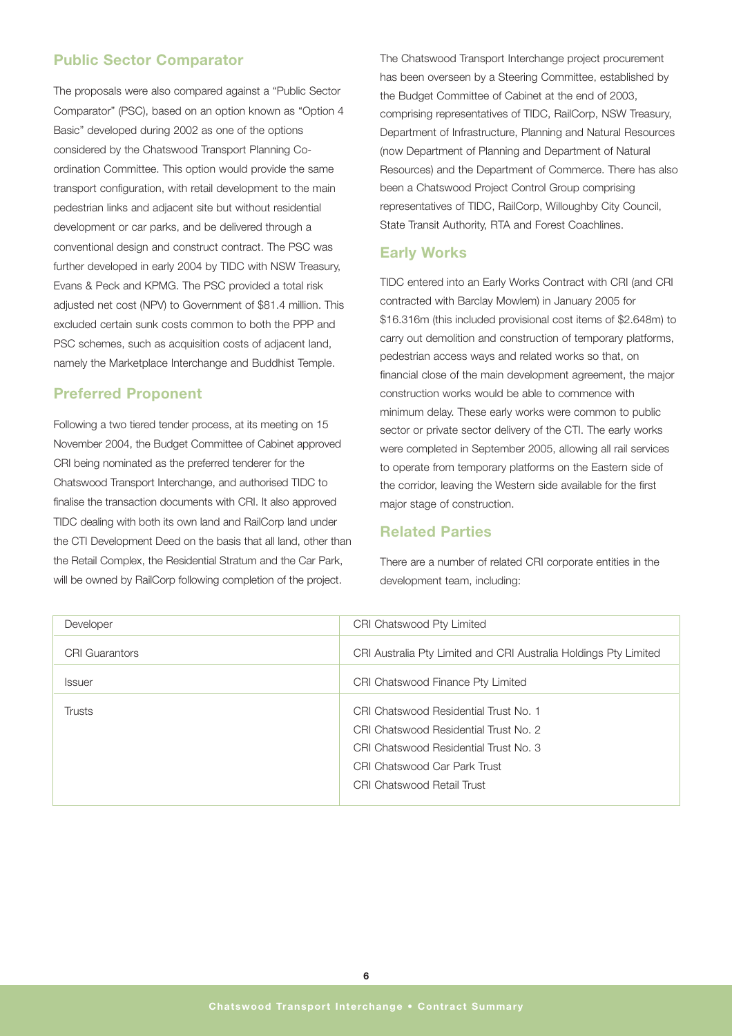## Public Sector Comparator

The proposals were also compared against a "Public Sector Comparator" (PSC), based on an option known as "Option 4 Basic" developed during 2002 as one of the options considered by the Chatswood Transport Planning Co-ordination Committee. This option would provide the same transport configuration, with retail development to the main pedestrian links and adjacent site but without residential development or car parks, and be delivered through a conventional design and construct contract. The PSC was further developed in early 2004 by TIDC with NSW Treasury, Evans & Peck and KPMG. The PSC provided a total risk adjusted net cost (NPV) to Government of $81.4 million. This excluded certain sunk costs common to both the PPP and PSC schemes, such as acquisition costs of adjacent land, namely the Marketplace Interchange and Buddhist Temple.

## Preferred Proponent

Following a two tiered tender process, at its meeting on 15 November 2004, the Budget Committee of Cabinet approved CRI being nominated as the preferred tenderer for the Chatswood Transport Interchange, and authorised TIDC to finalise the transaction documents with CRI. It also approved TIDC dealing with both its own land and RailCorp land under the CTI Development Deed on the basis that all land, other than the Retail Complex, the Residential Stratum and the Car Park, will be owned by RailCorp following completion of the project.

The Chatswood Transport Interchange project procurement has been overseen by a Steering Committee, established by the Budget Committee of Cabinet at the end of 2003, comprising representatives of TIDC, RailCorp, NSW Treasury, Department of Infrastructure, Planning and Natural Resources (now Department of Planning and Department of Natural Resources) and the Department of Commerce. There has also been a Chatswood Project Control Group comprising representatives of TIDC, RailCorp, Willoughby City Council, State Transit Authority, RTA and Forest Coachlines.

## Early Works

TIDC entered into an Early Works Contract with CRI (and CRI contracted with Barclay Mowlem) in January 2005 for $16.316m (this included provisional cost items of $2.648m) to carry out demolition and construction of temporary platforms, pedestrian access ways and related works so that, on financial close of the main development agreement, the major construction works would be able to commence with minimum delay. These early works were common to public sector or private sector delivery of the CTI. The early works were completed in September 2005, allowing all rail services to operate from temporary platforms on the Eastern side of the corridor, leaving the Western side available for the first major stage of construction.

## Related Parties

There are a number of related CRI corporate entities in the development team, including:

| | |
|---|---|
| Developer | CRI Chatswood Pty Limited |
| CRI Guarantors | CRI Australia Pty Limited and CRI Australia Holdings Pty Limited |
| Issuer | CRI Chatswood Finance Pty Limited |
| Trusts | CRI Chatswood Residential Trust No. 1<br>CRI Chatswood Residential Trust No. 2<br>CRI Chatswood Residential Trust No. 3<br>CRI Chatswood Car Park Trust<br>CRI Chatswood Retail Trust |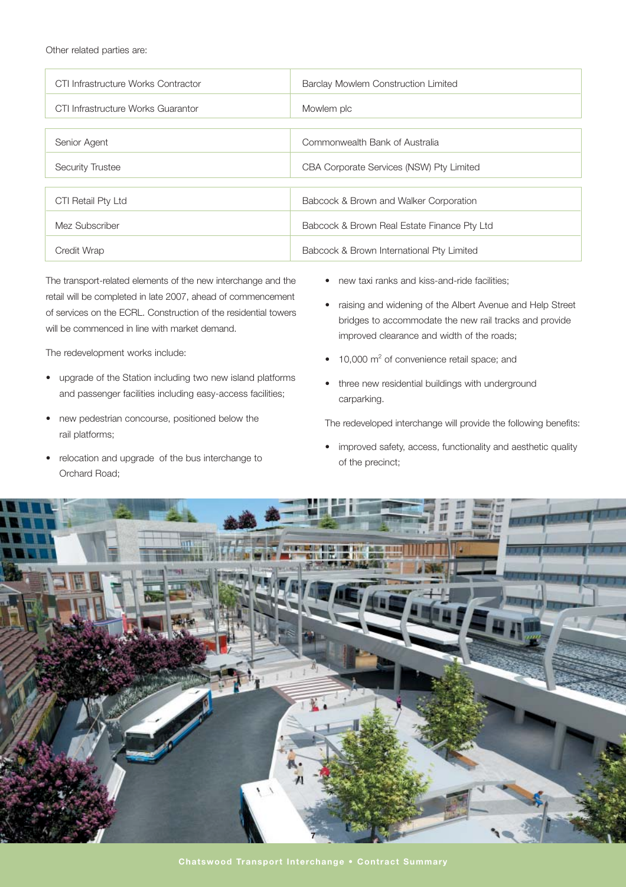Other related parties are:

| | |
|---|---|
| CTI Infrastructure Works Contractor | Barclay Mowlem Construction Limited |
| CTI Infrastructure Works Guarantor | Mowlem plc |
| Senior Agent | Commonwealth Bank of Australia |
| Security Trustee | CBA Corporate Services (NSW) Pty Limited |
| CTI Retail Pty Ltd | Babcock & Brown and Walker Corporation |
| Mez Subscriber | Babcock & Brown Real Estate Finance Pty Ltd |
| Credit Wrap | Babcock & Brown International Pty Limited |

The transport-related elements of the new interchange and the retail will be completed in late 2007, ahead of commencement of services on the ECRL. Construction of the residential towers will be commenced in line with market demand.

The redevelopment works include:

- upgrade of the Station including two new island platforms and passenger facilities including easy-access facilities;
- new pedestrian concourse, positioned below the rail platforms;
- relocation and upgrade of the bus interchange to Orchard Road;
- new taxi ranks and kiss-and-ride facilities;
- raising and widening of the Albert Avenue and Help Street bridges to accommodate the new rail tracks and provide improved clearance and width of the roads;
- 10,000 $m^2$ of convenience retail space; and
- three new residential buildings with underground carparking.

The redeveloped interchange will provide the following benefits:

- improved safety, access, functionality and aesthetic quality of the precinct;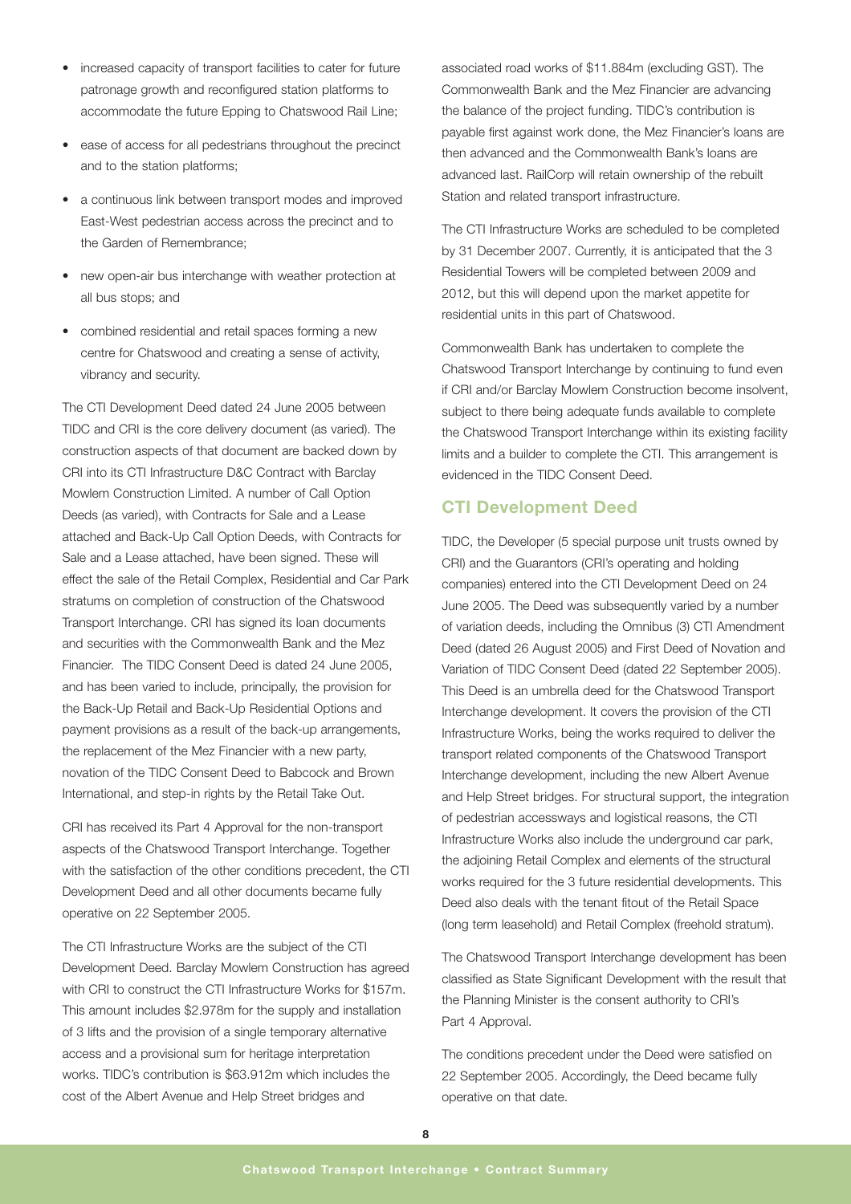- increased capacity of transport facilities to cater for future patronage growth and reconfigured station platforms to accommodate the future Epping to Chatswood Rail Line;
- ease of access for all pedestrians throughout the precinct and to the station platforms;
- a continuous link between transport modes and improved East-West pedestrian access across the precinct and to the Garden of Remembrance;
- new open-air bus interchange with weather protection at all bus stops; and
- combined residential and retail spaces forming a new centre for Chatswood and creating a sense of activity, vibrancy and security.

The CTI Development Deed dated 24 June 2005 between TIDC and CRI is the core delivery document (as varied). The construction aspects of that document are backed down by CRI into its CTI Infrastructure D&C Contract with Barclay Mowlem Construction Limited. A number of Call Option Deeds (as varied), with Contracts for Sale and a Lease attached and Back-Up Call Option Deeds, with Contracts for Sale and a Lease attached, have been signed. These will effect the sale of the Retail Complex, Residential and Car Park stratums on completion of construction of the Chatswood Transport Interchange. CRI has signed its loan documents and securities with the Commonwealth Bank and the Mez Financier. The TIDC Consent Deed is dated 24 June 2005, and has been varied to include, principally, the provision for the Back-Up Retail and Back-Up Residential Options and payment provisions as a result of the back-up arrangements, the replacement of the Mez Financier with a new party, novation of the TIDC Consent Deed to Babcock and Brown International, and step-in rights by the Retail Take Out.

CRI has received its Part 4 Approval for the non-transport aspects of the Chatswood Transport Interchange. Together with the satisfaction of the other conditions precedent, the CTI Development Deed and all other documents became fully operative on 22 September 2005.

The CTI Infrastructure Works are the subject of the CTI Development Deed. Barclay Mowlem Construction has agreed with CRI to construct the CTI Infrastructure Works for $157m. This amount includes $2.978m for the supply and installation of 3 lifts and the provision of a single temporary alternative access and a provisional sum for heritage interpretation works. TIDC's contribution is $63.912m which includes the cost of the Albert Avenue and Help Street bridges and associated road works of $11.884m (excluding GST). The Commonwealth Bank and the Mez Financier are advancing the balance of the project funding. TIDC's contribution is payable first against work done, the Mez Financier's loans are then advanced and the Commonwealth Bank's loans are advanced last. RailCorp will retain ownership of the rebuilt Station and related transport infrastructure.

The CTI Infrastructure Works are scheduled to be completed by 31 December 2007. Currently, it is anticipated that the 3 Residential Towers will be completed between 2009 and 2012, but this will depend upon the market appetite for residential units in this part of Chatswood.

Commonwealth Bank has undertaken to complete the Chatswood Transport Interchange by continuing to fund even if CRI and/or Barclay Mowlem Construction become insolvent, subject to there being adequate funds available to complete the Chatswood Transport Interchange within its existing facility limits and a builder to complete the CTI. This arrangement is evidenced in the TIDC Consent Deed.

## CTI Development Deed

TIDC, the Developer (5 special purpose unit trusts owned by CRI) and the Guarantors (CRI's operating and holding companies) entered into the CTI Development Deed on 24 June 2005. The Deed was subsequently varied by a number of variation deeds, including the Omnibus (3) CTI Amendment Deed (dated 26 August 2005) and First Deed of Novation and Variation of TIDC Consent Deed (dated 22 September 2005). This Deed is an umbrella deed for the Chatswood Transport Interchange development. It covers the provision of the CTI Infrastructure Works, being the works required to deliver the transport related components of the Chatswood Transport Interchange development, including the new Albert Avenue and Help Street bridges. For structural support, the integration of pedestrian accessways and logistical reasons, the CTI Infrastructure Works also include the underground car park, the adjoining Retail Complex and elements of the structural works required for the 3 future residential developments. This Deed also deals with the tenant fitout of the Retail Space (long term leasehold) and Retail Complex (freehold stratum).

The Chatswood Transport Interchange development has been classified as State Significant Development with the result that the Planning Minister is the consent authority to CRI's Part 4 Approval.

The conditions precedent under the Deed were satisfied on 22 September 2005. Accordingly, the Deed became fully operative on that date.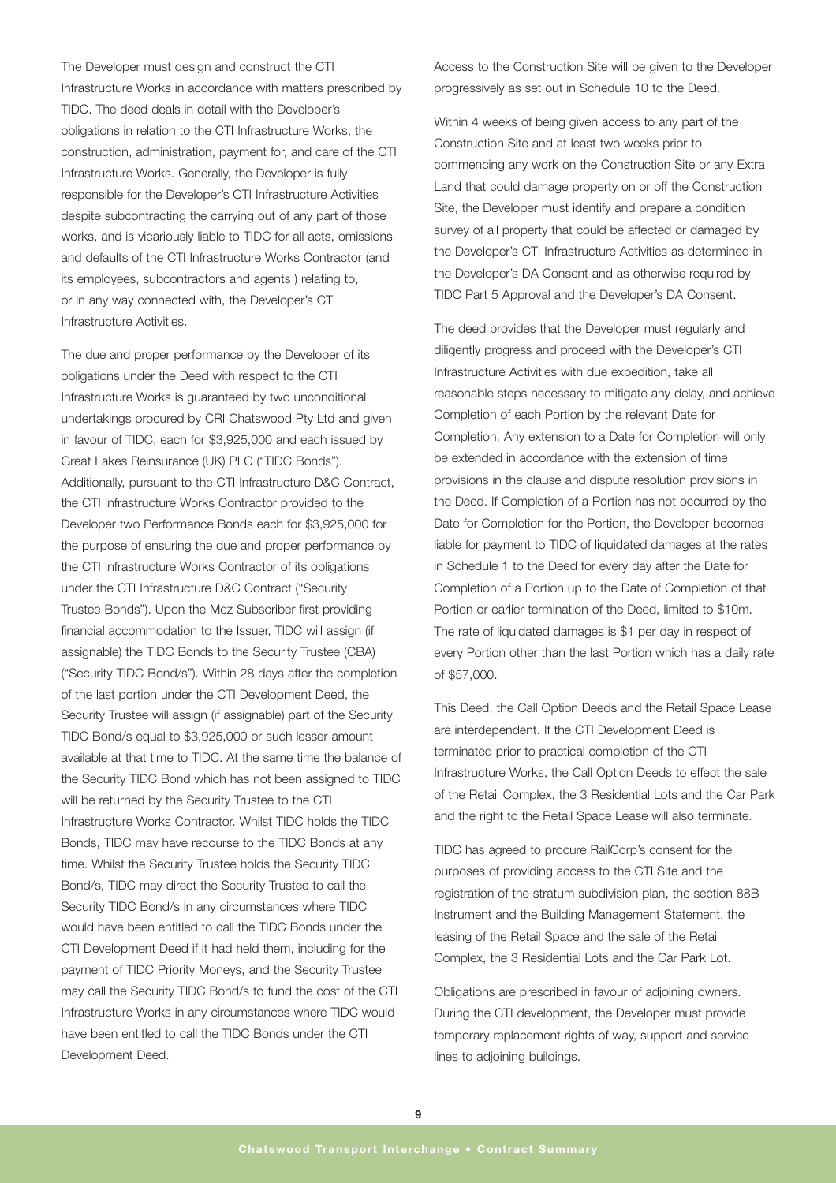The Developer must design and construct the CTI Infrastructure Works in accordance with matters prescribed by TIDC. The deed deals in detail with the Developer's obligations in relation to the CTI Infrastructure Works, the construction, administration, payment for, and care of the CTI Infrastructure Works. Generally, the Developer is fully responsible for the Developer's CTI Infrastructure Activities despite subcontracting the carrying out of any part of those works, and is vicariously liable to TIDC for all acts, omissions and defaults of the CTI Infrastructure Works Contractor (and its employees, subcontractors and agents ) relating to, or in any way connected with, the Developer's CTI Infrastructure Activities.

The due and proper performance by the Developer of its obligations under the Deed with respect to the CTI Infrastructure Works is guaranteed by two unconditional undertakings procured by CRI Chatswood Pty Ltd and given in favour of TIDC, each for $3,925,000 and each issued by Great Lakes Reinsurance (UK) PLC ("TIDC Bonds"). Additionally, pursuant to the CTI Infrastructure D&C Contract, the CTI Infrastructure Works Contractor provided to the Developer two Performance Bonds each for $3,925,000 for the purpose of ensuring the due and proper performance by the CTI Infrastructure Works Contractor of its obligations under the CTI Infrastructure D&C Contract ("Security Trustee Bonds"). Upon the Mez Subscriber first providing financial accommodation to the Issuer, TIDC will assign (if assignable) the TIDC Bonds to the Security Trustee (CBA) ("Security TIDC Bond/s"). Within 28 days after the completion of the last portion under the CTI Development Deed, the Security Trustee will assign (if assignable) part of the Security TIDC Bond/s equal to $3,925,000 or such lesser amount available at that time to TIDC. At the same time the balance of the Security TIDC Bond which has not been assigned to TIDC will be returned by the Security Trustee to the CTI Infrastructure Works Contractor. Whilst TIDC holds the TIDC Bonds, TIDC may have recourse to the TIDC Bonds at any time. Whilst the Security Trustee holds the Security TIDC Bond/s, TIDC may direct the Security Trustee to call the Security TIDC Bond/s in any circumstances where TIDC would have been entitled to call the TIDC Bonds under the CTI Development Deed if it had held them, including for the payment of TIDC Priority Moneys, and the Security Trustee may call the Security TIDC Bond/s to fund the cost of the CTI Infrastructure Works in any circumstances where TIDC would have been entitled to call the TIDC Bonds under the CTI Development Deed.

Access to the Construction Site will be given to the Developer progressively as set out in Schedule 10 to the Deed.

Within 4 weeks of being given access to any part of the Construction Site and at least two weeks prior to commencing any work on the Construction Site or any Extra Land that could damage property on or off the Construction Site, the Developer must identify and prepare a condition survey of all property that could be affected or damaged by the Developer's CTI Infrastructure Activities as determined in the Developer's DA Consent and as otherwise required by TIDC Part 5 Approval and the Developer's DA Consent.

The deed provides that the Developer must regularly and diligently progress and proceed with the Developer's CTI Infrastructure Activities with due expedition, take all reasonable steps necessary to mitigate any delay, and achieve Completion of each Portion by the relevant Date for Completion. Any extension to a Date for Completion will only be extended in accordance with the extension of time provisions in the clause and dispute resolution provisions in the Deed. If Completion of a Portion has not occurred by the Date for Completion for the Portion, the Developer becomes liable for payment to TIDC of liquidated damages at the rates in Schedule 1 to the Deed for every day after the Date for Completion of a Portion up to the Date of Completion of that Portion or earlier termination of the Deed, limited to $10m. The rate of liquidated damages is $1 per day in respect of every Portion other than the last Portion which has a daily rate of $57,000.

This Deed, the Call Option Deeds and the Retail Space Lease are interdependent. If the CTI Development Deed is terminated prior to practical completion of the CTI Infrastructure Works, the Call Option Deeds to effect the sale of the Retail Complex, the 3 Residential Lots and the Car Park and the right to the Retail Space Lease will also terminate.

TIDC has agreed to procure RailCorp's consent for the purposes of providing access to the CTI Site and the registration of the stratum subdivision plan, the section 88B Instrument and the Building Management Statement, the leasing of the Retail Space and the sale of the Retail Complex, the 3 Residential Lots and the Car Park Lot.

Obligations are prescribed in favour of adjoining owners. During the CTI development, the Developer must provide temporary replacement rights of way, support and service lines to adjoining buildings.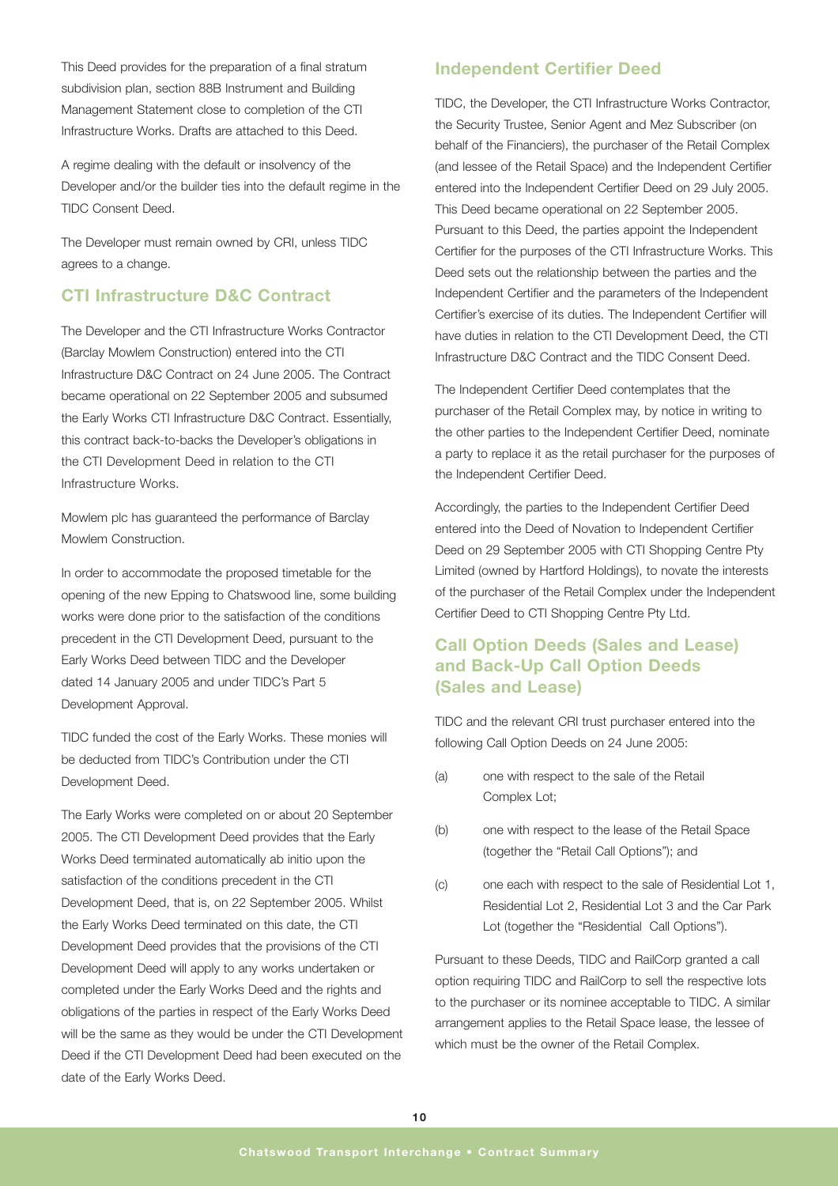This Deed provides for the preparation of a final stratum subdivision plan, section 88B Instrument and Building Management Statement close to completion of the CTI Infrastructure Works. Drafts are attached to this Deed.

A regime dealing with the default or insolvency of the Developer and/or the builder ties into the default regime in the TIDC Consent Deed.

The Developer must remain owned by CRI, unless TIDC agrees to a change.

## CTI Infrastructure D&C Contract

The Developer and the CTI Infrastructure Works Contractor (Barclay Mowlem Construction) entered into the CTI Infrastructure D&C Contract on 24 June 2005. The Contract became operational on 22 September 2005 and subsumed the Early Works CTI Infrastructure D&C Contract. Essentially, this contract back-to-backs the Developer's obligations in the CTI Development Deed in relation to the CTI Infrastructure Works.

Mowlem plc has guaranteed the performance of Barclay Mowlem Construction.

In order to accommodate the proposed timetable for the opening of the new Epping to Chatswood line, some building works were done prior to the satisfaction of the conditions precedent in the CTI Development Deed, pursuant to the Early Works Deed between TIDC and the Developer dated 14 January 2005 and under TIDC's Part 5 Development Approval.

TIDC funded the cost of the Early Works. These monies will be deducted from TIDC's Contribution under the CTI Development Deed.

The Early Works were completed on or about 20 September 2005. The CTI Development Deed provides that the Early Works Deed terminated automatically ab initio upon the satisfaction of the conditions precedent in the CTI Development Deed, that is, on 22 September 2005. Whilst the Early Works Deed terminated on this date, the CTI Development Deed provides that the provisions of the CTI Development Deed will apply to any works undertaken or completed under the Early Works Deed and the rights and obligations of the parties in respect of the Early Works Deed will be the same as they would be under the CTI Development Deed if the CTI Development Deed had been executed on the date of the Early Works Deed.

## Independent Certifier Deed

TIDC, the Developer, the CTI Infrastructure Works Contractor, the Security Trustee, Senior Agent and Mez Subscriber (on behalf of the Financiers), the purchaser of the Retail Complex (and lessee of the Retail Space) and the Independent Certifier entered into the Independent Certifier Deed on 29 July 2005. This Deed became operational on 22 September 2005. Pursuant to this Deed, the parties appoint the Independent Certifier for the purposes of the CTI Infrastructure Works. This Deed sets out the relationship between the parties and the Independent Certifier and the parameters of the Independent Certifier's exercise of its duties. The Independent Certifier will have duties in relation to the CTI Development Deed, the CTI Infrastructure D&C Contract and the TIDC Consent Deed.

The Independent Certifier Deed contemplates that the purchaser of the Retail Complex may, by notice in writing to the other parties to the Independent Certifier Deed, nominate a party to replace it as the retail purchaser for the purposes of the Independent Certifier Deed.

Accordingly, the parties to the Independent Certifier Deed entered into the Deed of Novation to Independent Certifier Deed on 29 September 2005 with CTI Shopping Centre Pty Limited (owned by Hartford Holdings), to novate the interests of the purchaser of the Retail Complex under the Independent Certifier Deed to CTI Shopping Centre Pty Ltd.

## Call Option Deeds (Sales and Lease) and Back-Up Call Option Deeds (Sales and Lease)

TIDC and the relevant CRI trust purchaser entered into the following Call Option Deeds on 24 June 2005:

(a) one with respect to the sale of the Retail Complex Lot;

(b) one with respect to the lease of the Retail Space (together the "Retail Call Options"); and

(c) one each with respect to the sale of Residential Lot 1, Residential Lot 2, Residential Lot 3 and the Car Park Lot (together the "Residential Call Options").

Pursuant to these Deeds, TIDC and RailCorp granted a call option requiring TIDC and RailCorp to sell the respective lots to the purchaser or its nominee acceptable to TIDC. A similar arrangement applies to the Retail Space lease, the lessee of which must be the owner of the Retail Complex.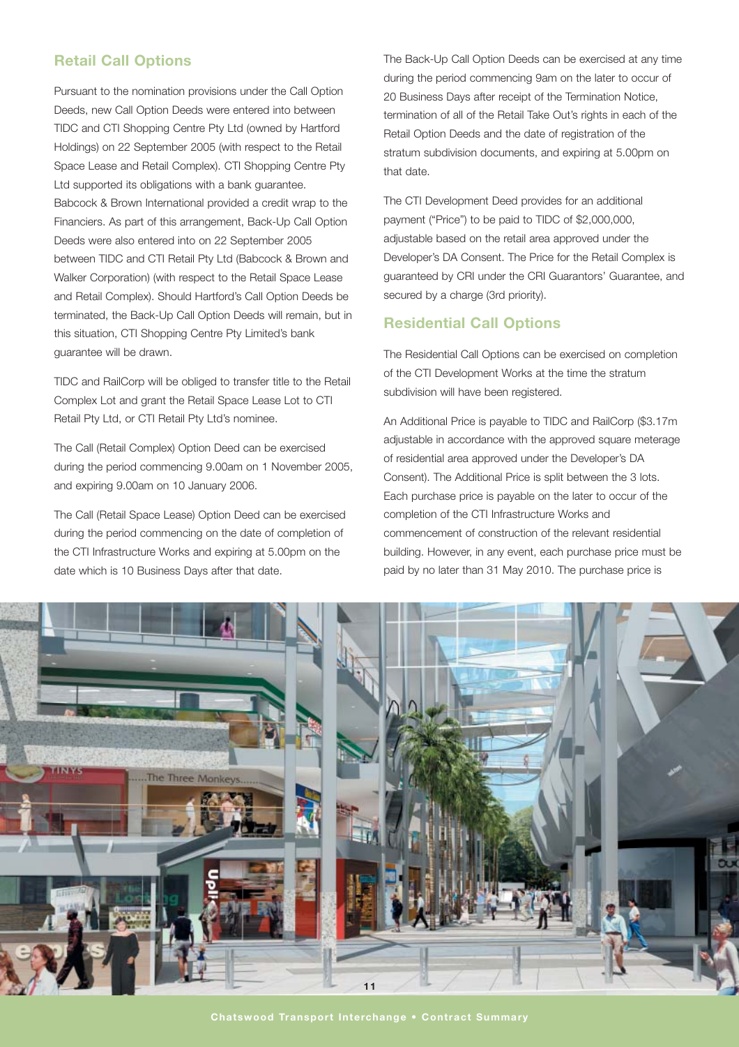## Retail Call Options

Pursuant to the nomination provisions under the Call Option Deeds, new Call Option Deeds were entered into between TIDC and CTI Shopping Centre Pty Ltd (owned by Hartford Holdings) on 22 September 2005 (with respect to the Retail Space Lease and Retail Complex). CTI Shopping Centre Pty Ltd supported its obligations with a bank guarantee. Babcock & Brown International provided a credit wrap to the Financiers. As part of this arrangement, Back-Up Call Option Deeds were also entered into on 22 September 2005 between TIDC and CTI Retail Pty Ltd (Babcock & Brown and Walker Corporation) (with respect to the Retail Space Lease and Retail Complex). Should Hartford's Call Option Deeds be terminated, the Back-Up Call Option Deeds will remain, but in this situation, CTI Shopping Centre Pty Limited's bank guarantee will be drawn.

TIDC and RailCorp will be obliged to transfer title to the Retail Complex Lot and grant the Retail Space Lease Lot to CTI Retail Pty Ltd, or CTI Retail Pty Ltd's nominee.

The Call (Retail Complex) Option Deed can be exercised during the period commencing 9.00am on 1 November 2005, and expiring 9.00am on 10 January 2006.

The Call (Retail Space Lease) Option Deed can be exercised during the period commencing on the date of completion of the CTI Infrastructure Works and expiring at 5.00pm on the date which is 10 Business Days after that date.

The Back-Up Call Option Deeds can be exercised at any time during the period commencing 9am on the later to occur of 20 Business Days after receipt of the Termination Notice, termination of all of the Retail Take Out's rights in each of the Retail Option Deeds and the date of registration of the stratum subdivision documents, and expiring at 5.00pm on that date.

The CTI Development Deed provides for an additional payment ("Price") to be paid to TIDC of $2,000,000, adjustable based on the retail area approved under the Developer's DA Consent. The Price for the Retail Complex is guaranteed by CRI under the CRI Guarantors' Guarantee, and secured by a charge (3rd priority).

## Residential Call Options

The Residential Call Options can be exercised on completion of the CTI Development Works at the time the stratum subdivision will have been registered.

An Additional Price is payable to TIDC and RailCorp ($3.17m adjustable in accordance with the approved square meterage of residential area approved under the Developer's DA Consent). The Additional Price is split between the 3 lots. Each purchase price is payable on the later to occur of the completion of the CTI Infrastructure Works and commencement of construction of the relevant residential building. However, in any event, each purchase price must be paid by no later than 31 May 2010. The purchase price is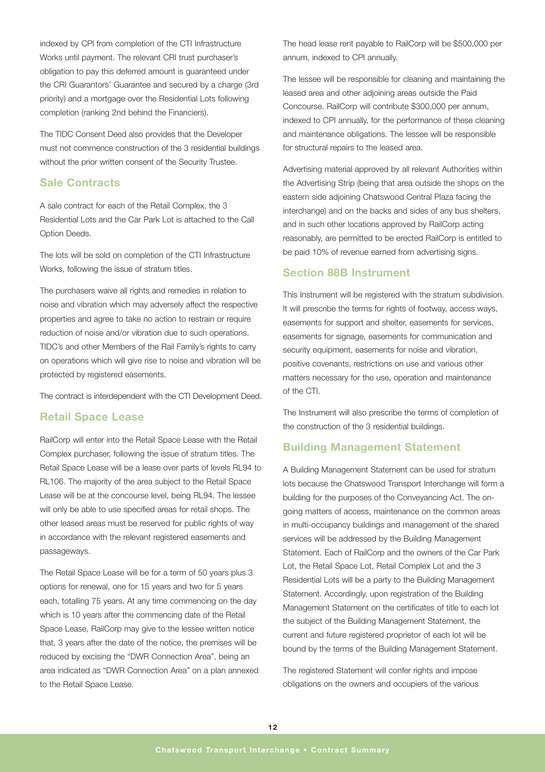indexed by CPI from completion of the CTI Infrastructure Works until payment. The relevant CRI trust purchaser's obligation to pay this deferred amount is guaranteed under the CRI Guarantors' Guarantee and secured by a charge (3rd priority) and a mortgage over the Residential Lots following completion (ranking 2nd behind the Financiers).

The TIDC Consent Deed also provides that the Developer must not commence construction of the 3 residential buildings without the prior written consent of the Security Trustee.

## Sale Contracts

A sale contract for each of the Retail Complex, the 3 Residential Lots and the Car Park Lot is attached to the Call Option Deeds.

The lots will be sold on completion of the CTI Infrastructure Works, following the issue of stratum titles.

The purchasers waive all rights and remedies in relation to noise and vibration which may adversely affect the respective properties and agree to take no action to restrain or require reduction of noise and/or vibration due to such operations. TIDC's and other Members of the Rail Family's rights to carry on operations which will give rise to noise and vibration will be protected by registered easements.

The contract is interdependent with the CTI Development Deed.

## Retail Space Lease

RailCorp will enter into the Retail Space Lease with the Retail Complex purchaser, following the issue of stratum titles. The Retail Space Lease will be a lease over parts of levels RL94 to RL106. The majority of the area subject to the Retail Space Lease will be at the concourse level, being RL94. The lessee will only be able to use specified areas for retail shops. The other leased areas must be reserved for public rights of way in accordance with the relevant registered easements and passageways.

The Retail Space Lease will be for a term of 50 years plus 3 options for renewal, one for 15 years and two for 5 years each, totalling 75 years. At any time commencing on the day which is 10 years after the commencing date of the Retail Space Lease, RailCorp may give to the lessee written notice that, 3 years after the date of the notice, the premises will be reduced by excising the "DWR Connection Area", being an area indicated as "DWR Connection Area" on a plan annexed to the Retail Space Lease.

The head lease rent payable to RailCorp will be $500,000 per annum, indexed to CPI annually.

The lessee will be responsible for cleaning and maintaining the leased area and other adjoining areas outside the Paid Concourse. RailCorp will contribute $300,000 per annum, indexed to CPI annually, for the performance of these cleaning and maintenance obligations. The lessee will be responsible for structural repairs to the leased area.

Advertising material approved by all relevant Authorities within the Advertising Strip (being that area outside the shops on the eastern side adjoining Chatswood Central Plaza facing the interchange) and on the backs and sides of any bus shelters, and in such other locations approved by RailCorp acting reasonably, are permitted to be erected RailCorp is entitled to be paid 10% of revenue earned from advertising signs.

## Section 88B Instrument

This Instrument will be registered with the stratum subdivision. It will prescribe the terms for rights of footway, access ways, easements for support and shelter, easements for services, easements for signage, easements for communication and security equipment, easements for noise and vibration, positive covenants, restrictions on use and various other matters necessary for the use, operation and maintenance of the CTI.

The Instrument will also prescribe the terms of completion of the construction of the 3 residential buildings.

## Building Management Statement

A Building Management Statement can be used for stratum lots because the Chatswood Transport Interchange will form a building for the purposes of the Conveyancing Act. The on-going matters of access, maintenance on the common areas in multi-occupancy buildings and management of the shared services will be addressed by the Building Management Statement. Each of RailCorp and the owners of the Car Park Lot, the Retail Space Lot, Retail Complex Lot and the 3 Residential Lots will be a party to the Building Management Statement. Accordingly, upon registration of the Building Management Statement on the certificates of title to each lot the subject of the Building Management Statement, the current and future registered proprietor of each lot will be bound by the terms of the Building Management Statement.

The registered Statement will confer rights and impose obligations on the owners and occupiers of the various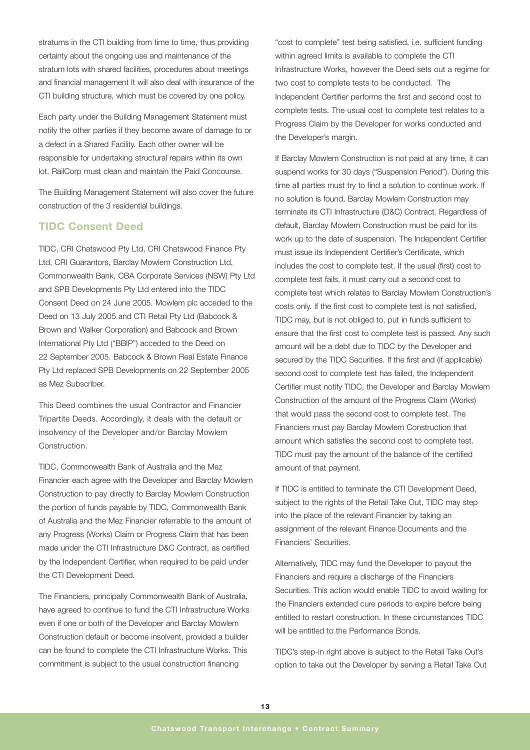stratums in the CTI building from time to time, thus providing certainty about the ongoing use and maintenance of the stratum lots with shared facilities, procedures about meetings and financial management It will also deal with insurance of the CTI building structure, which must be covered by one policy.

Each party under the Building Management Statement must notify the other parties if they become aware of damage to or a defect in a Shared Facility. Each other owner will be responsible for undertaking structural repairs within its own lot. RailCorp must clean and maintain the Paid Concourse.

The Building Management Statement will also cover the future construction of the 3 residential buildings.

## TIDC Consent Deed

TIDC, CRI Chatswood Pty Ltd, CRI Chatswood Finance Pty Ltd, CRI Guarantors, Barclay Mowlem Construction Ltd, Commonwealth Bank, CBA Corporate Services (NSW) Pty Ltd and SPB Developments Pty Ltd entered into the TIDC Consent Deed on 24 June 2005. Mowlem plc acceded to the Deed on 13 July 2005 and CTI Retail Pty Ltd (Babcock & Brown and Walker Corporation) and Babcock and Brown International Pty Ltd ("BBIP") acceded to the Deed on 22 September 2005. Babcock & Brown Real Estate Finance Pty Ltd replaced SPB Developments on 22 September 2005 as Mez Subscriber.

This Deed combines the usual Contractor and Financier Tripartite Deeds. Accordingly, it deals with the default or insolvency of the Developer and/or Barclay Mowlem Construction.

TIDC, Commonwealth Bank of Australia and the Mez Financier each agree with the Developer and Barclay Mowlem Construction to pay directly to Barclay Mowlem Construction the portion of funds payable by TIDC, Commonwealth Bank of Australia and the Mez Financier referrable to the amount of any Progress (Works) Claim or Progress Claim that has been made under the CTI Infrastructure D&C Contract, as certified by the Independent Certifier, when required to be paid under the CTI Development Deed.

The Financiers, principally Commonwealth Bank of Australia, have agreed to continue to fund the CTI Infrastructure Works even if one or both of the Developer and Barclay Mowlem Construction default or become insolvent, provided a builder can be found to complete the CTI Infrastructure Works. This commitment is subject to the usual construction financing "cost to complete" test being satisfied, i.e. sufficient funding within agreed limits is available to complete the CTI Infrastructure Works, however the Deed sets out a regime for two cost to complete tests to be conducted. The Independent Certifier performs the first and second cost to complete tests. The usual cost to complete test relates to a Progress Claim by the Developer for works conducted and the Developer's margin.

If Barclay Mowlem Construction is not paid at any time, it can suspend works for 30 days ("Suspension Period"). During this time all parties must try to find a solution to continue work. If no solution is found, Barclay Mowlem Construction may terminate its CTI Infrastructure (D&C) Contract. Regardless of default, Barclay Mowlem Construction must be paid for its work up to the date of suspension. The Independent Certifier must issue its Independent Certifier's Certificate, which includes the cost to complete test. If the usual (first) cost to complete test fails, it must carry out a second cost to complete test which relates to Barclay Mowlem Construction's costs only. If the first cost to complete test is not satisfied, TIDC may, but is not obliged to, put in funds sufficient to ensure that the first cost to complete test is passed. Any such amount will be a debt due to TIDC by the Developer and secured by the TIDC Securities. If the first and (if applicable) second cost to complete test has failed, the Independent Certifier must notify TIDC, the Developer and Barclay Mowlem Construction of the amount of the Progress Claim (Works) that would pass the second cost to complete test. The Financiers must pay Barclay Mowlem Construction that amount which satisfies the second cost to complete test. TIDC must pay the amount of the balance of the certified amount of that payment.

If TIDC is entitled to terminate the CTI Development Deed, subject to the rights of the Retail Take Out, TIDC may step into the place of the relevant Financier by taking an assignment of the relevant Finance Documents and the Financiers' Securities.

Alternatively, TIDC may fund the Developer to payout the Financiers and require a discharge of the Financiers Securities. This action would enable TIDC to avoid waiting for the Financiers extended cure periods to expire before being entitled to restart construction. In these circumstances TIDC will be entitled to the Performance Bonds.

TIDC's step-in right above is subject to the Retail Take Out's option to take out the Developer by serving a Retail Take Out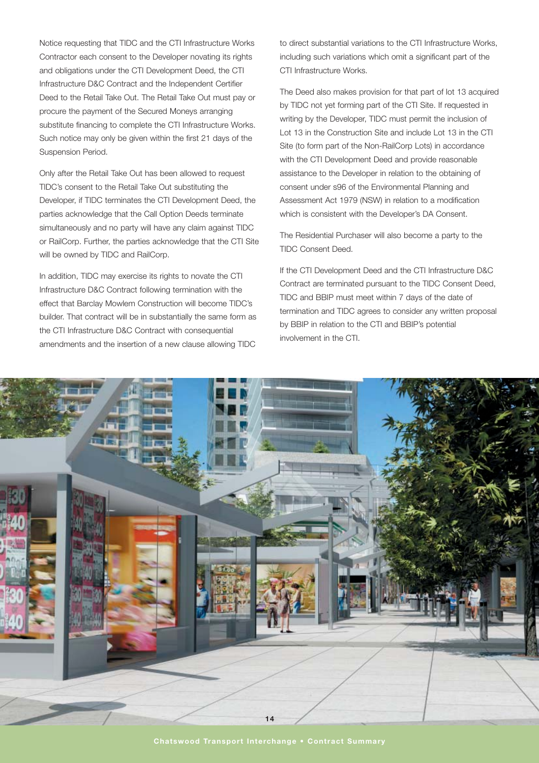Notice requesting that TIDC and the CTI Infrastructure Works Contractor each consent to the Developer novating its rights and obligations under the CTI Development Deed, the CTI Infrastructure D&C Contract and the Independent Certifier Deed to the Retail Take Out. The Retail Take Out must pay or procure the payment of the Secured Moneys arranging substitute financing to complete the CTI Infrastructure Works. Such notice may only be given within the first 21 days of the Suspension Period.

Only after the Retail Take Out has been allowed to request TIDC's consent to the Retail Take Out substituting the Developer, if TIDC terminates the CTI Development Deed, the parties acknowledge that the Call Option Deeds terminate simultaneously and no party will have any claim against TIDC or RailCorp. Further, the parties acknowledge that the CTI Site will be owned by TIDC and RailCorp.

In addition, TIDC may exercise its rights to novate the CTI Infrastructure D&C Contract following termination with the effect that Barclay Mowlem Construction will become TIDC's builder. That contract will be in substantially the same form as the CTI Infrastructure D&C Contract with consequential amendments and the insertion of a new clause allowing TIDC to direct substantial variations to the CTI Infrastructure Works, including such variations which omit a significant part of the CTI Infrastructure Works.

The Deed also makes provision for that part of lot 13 acquired by TIDC not yet forming part of the CTI Site. If requested in writing by the Developer, TIDC must permit the inclusion of Lot 13 in the Construction Site and include Lot 13 in the CTI Site (to form part of the Non-RailCorp Lots) in accordance with the CTI Development Deed and provide reasonable assistance to the Developer in relation to the obtaining of consent under s96 of the Environmental Planning and Assessment Act 1979 (NSW) in relation to a modification which is consistent with the Developer's DA Consent.

The Residential Purchaser will also become a party to the TIDC Consent Deed.

If the CTI Development Deed and the CTI Infrastructure D&C Contract are terminated pursuant to the TIDC Consent Deed, TIDC and BBIP must meet within 7 days of the date of termination and TIDC agrees to consider any written proposal by BBIP in relation to the CTI and BBIP's potential involvement in the CTI.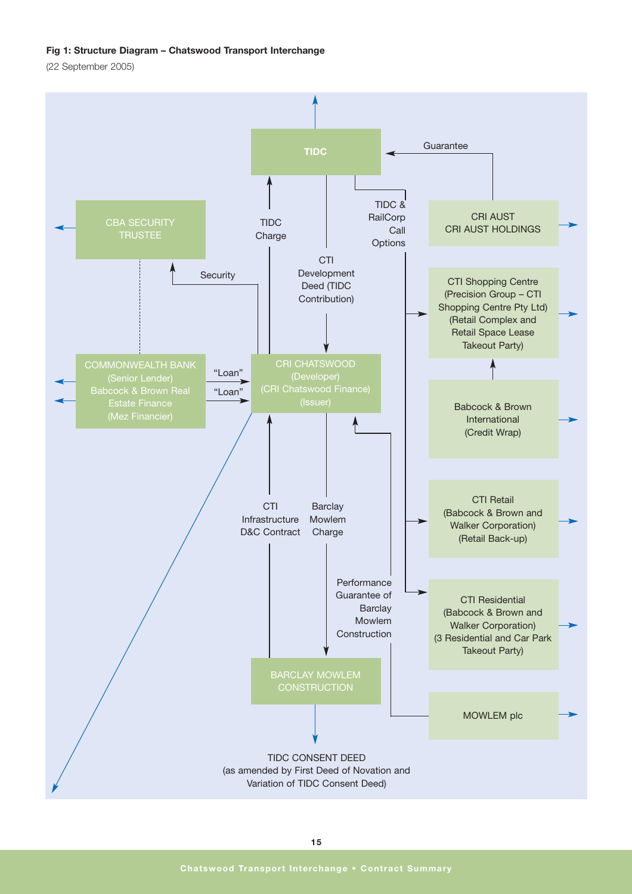**Fig 1: Structure Diagram – Chatswood Transport Interchange**

(22 September 2005)

TIDC

Guarantee

CBA SECURITY TRUSTEE

TIDC Charge

TIDC & RailCorp Call Options

CRI AUST
CRI AUST HOLDINGS

Security

CTI Development Deed (TIDC Contribution)

CTI Shopping Centre (Precision Group – CTI Shopping Centre Pty Ltd) (Retail Complex and Retail Space Lease Takeout Party)

COMMONWEALTH BANK (Senior Lender)
Babcock & Brown Real Estate Finance (Mez Financier)

"Loan"

"Loan"

CRI CHATSWOOD (Developer) (CRI Chatswood Finance) (Issuer)

Babcock & Brown International (Credit Wrap)

CTI Infrastructure D&C Contract

Barclay Mowlem Charge

CTI Retail (Babcock & Brown and Walker Corporation) (Retail Back-up)

Performance Guarantee of Barclay Mowlem Construction

CTI Residential (Babcock & Brown and Walker Corporation) (3 Residential and Car Park Takeout Party)

BARCLAY MOWLEM CONSTRUCTION

MOWLEM plc

TIDC CONSENT DEED
(as amended by First Deed of Novation and Variation of TIDC Consent Deed)